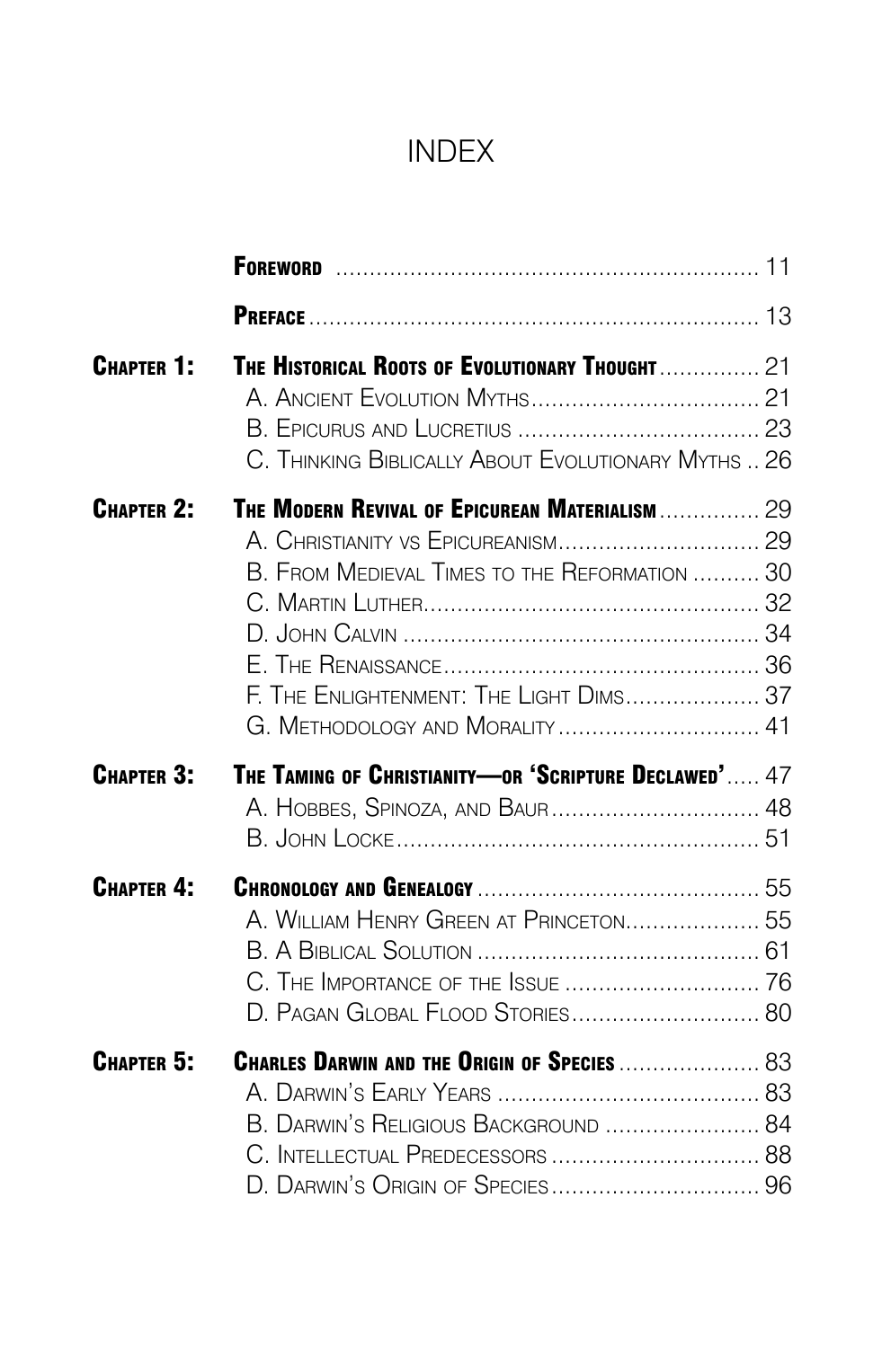# INDEX

| | | |
|---|---|---|
| | **Foreword** | 11 |
| | **Preface** | 13 |
| **Chapter 1:** | **The Historical Roots of Evolutionary Thought** | 21 |
| | A. Ancient Evolution Myths | 21 |
| | B. Epicurus and Lucretius | 23 |
| | C. Thinking Biblically About Evolutionary Myths | 26 |
| **Chapter 2:** | **The Modern Revival of Epicurean Materialism** | 29 |
| | A. Christianity vs Epicureanism | 29 |
| | B. From Medieval Times to the Reformation | 30 |
| | C. Martin Luther | 32 |
| | D. John Calvin | 34 |
| | E. The Renaissance | 36 |
| | F. The Enlightenment: The Light Dims | 37 |
| | G. Methodology and Morality | 41 |
| **Chapter 3:** | **The Taming of Christianity—or 'Scripture Declawed'** | 47 |
| | A. Hobbes, Spinoza, and Baur | 48 |
| | B. John Locke | 51 |
| **Chapter 4:** | **Chronology and Genealogy** | 55 |
| | A. William Henry Green at Princeton | 55 |
| | B. A Biblical Solution | 61 |
| | C. The Importance of the Issue | 76 |
| | D. Pagan Global Flood Stories | 80 |
| **Chapter 5:** | **Charles Darwin and the Origin of Species** | 83 |
| | A. Darwin's Early Years | 83 |
| | B. Darwin's Religious Background | 84 |
| | C. Intellectual Predecessors | 88 |
| | D. Darwin's Origin of Species | 96 |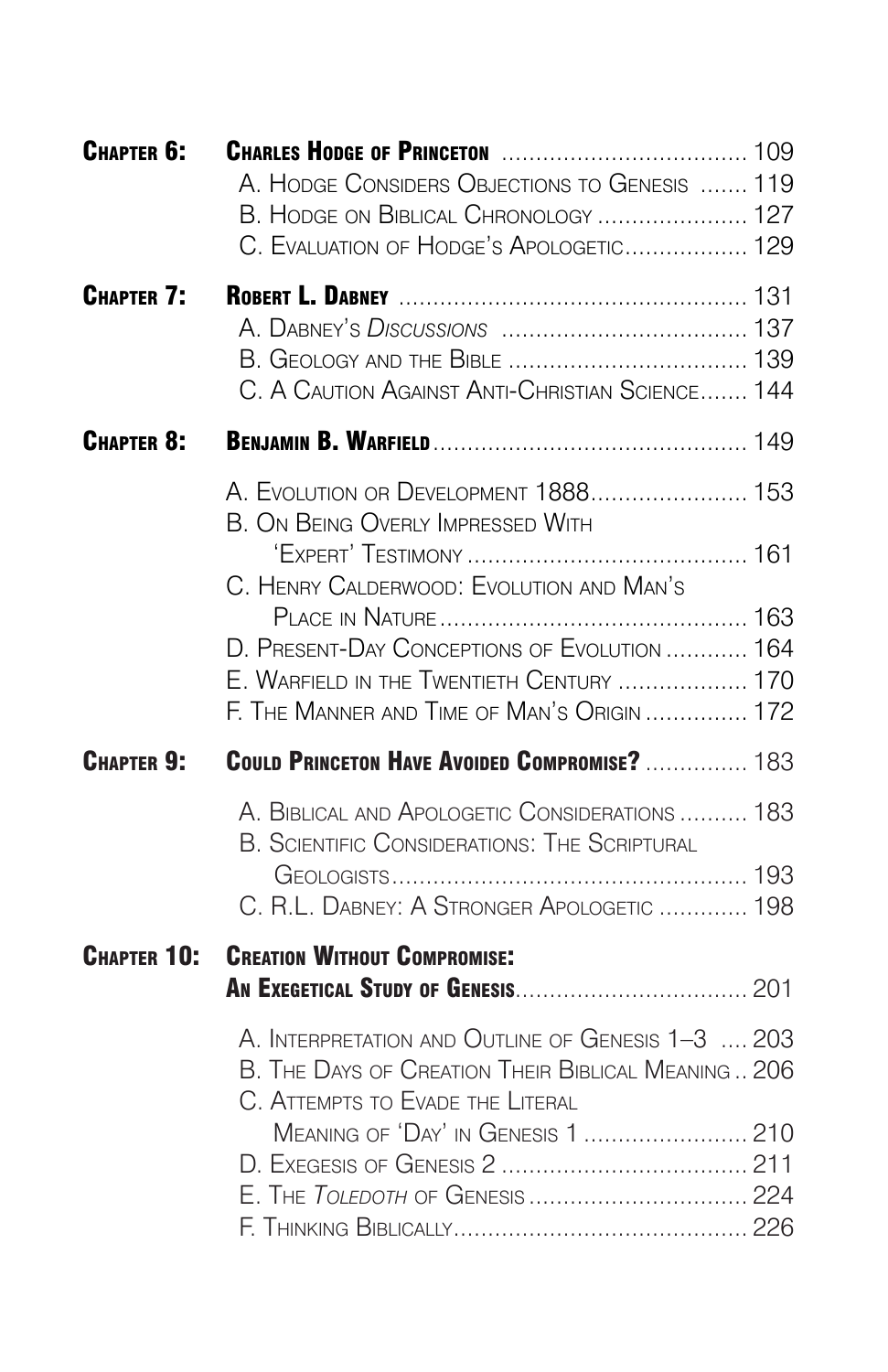**Chapter 6:** **Charles Hodge of Princeton** .................................... 109

- A. Hodge Considers Objections to Genesis ....... 119
- B. Hodge on Biblical Chronology ...................... 127
- C. Evaluation of Hodge's Apologetic.................. 129

**Chapter 7:** **Robert L. Dabney** .................................................. 131

- A. Dabney's *Discussions* .................................... 137
- B. Geology and the Bible ................................... 139
- C. A Caution Against Anti-Christian Science....... 144

**Chapter 8:** **Benjamin B. Warfield**.............................................. 149

- A. Evolution or Development 1888....................... 153
- B. On Being Overly Impressed With 'Expert' Testimony ......................................... 161
- C. Henry Calderwood: Evolution and Man's Place in Nature ............................................ 163
- D. Present-Day Conceptions of Evolution ............ 164
- E. Warfield in the Twentieth Century ................... 170
- F. The Manner and Time of Man's Origin ............... 172

**Chapter 9:** **Could Princeton Have Avoided Compromise?** ............... 183

- A. Biblical and Apologetic Considerations .......... 183
- B. Scientific Considerations: The Scriptural Geologists................................................... 193
- C. R.L. Dabney: A Stronger Apologetic ............. 198

**Chapter 10:** **Creation Without Compromise: An Exegetical Study of Genesis**................................. 201

- A. Interpretation and Outline of Genesis 1–3 .... 203
- B. The Days of Creation Their Biblical Meaning .. 206
- C. Attempts to Evade the Literal Meaning of 'Day' in Genesis 1 ........................ 210
- D. Exegesis of Genesis 2 .................................... 211
- E. The *Toledoth* of Genesis ................................ 224
- F. Thinking Biblically.......................................... 226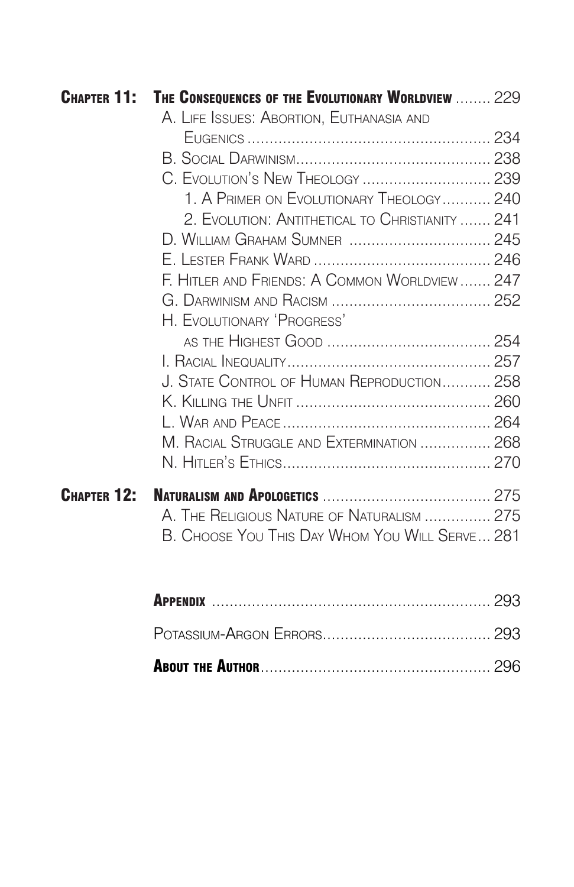**Chapter 11: The Consequences of the Evolutionary Worldview** ........ 229

- A. Life Issues: Abortion, Euthanasia and Eugenics ........ 234
- B. Social Darwinism ........ 238
- C. Evolution's New Theology ........ 239
  - 1. A Primer on Evolutionary Theology ........ 240
  - 2. Evolution: Antithetical to Christianity ........ 241
- D. William Graham Sumner ........ 245
- E. Lester Frank Ward ........ 246
- F. Hitler and Friends: A Common Worldview ........ 247
- G. Darwinism and Racism ........ 252
- H. Evolutionary 'Progress' as the Highest Good ........ 254
- I. Racial Inequality ........ 257
- J. State Control of Human Reproduction ........ 258
- K. Killing the Unfit ........ 260
- L. War and Peace ........ 264
- M. Racial Struggle and Extermination ........ 268
- N. Hitler's Ethics ........ 270

**Chapter 12: Naturalism and Apologetics** ........ 275

- A. The Religious Nature of Naturalism ........ 275
- B. Choose You This Day Whom You Will Serve ........ 281

**Appendix** ........ 293

Potassium-Argon Errors ........ 293

**About the Author** ........ 296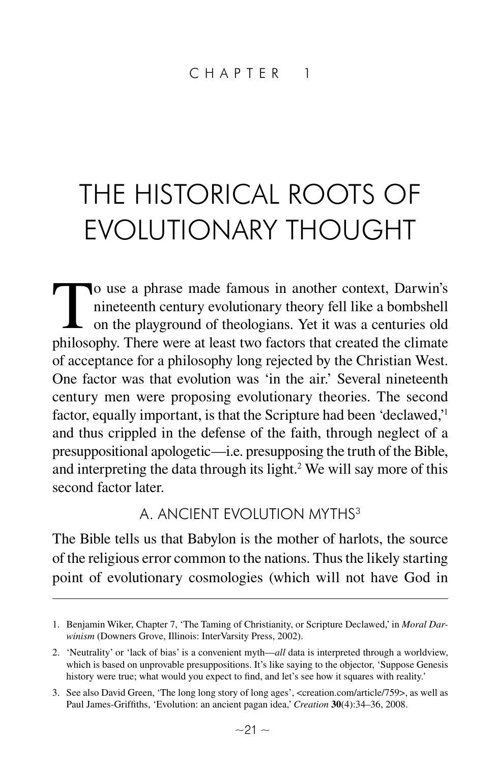CHAPTER 1

# THE HISTORICAL ROOTS OF EVOLUTIONARY THOUGHT

To use a phrase made famous in another context, Darwin's nineteenth century evolutionary theory fell like a bombshell on the playground of theologians. Yet it was a centuries old philosophy. There were at least two factors that created the climate of acceptance for a philosophy long rejected by the Christian West. One factor was that evolution was 'in the air.' Several nineteenth century men were proposing evolutionary theories. The second factor, equally important, is that the Scripture had been 'declawed,'[1] and thus crippled in the defense of the faith, through neglect of a presuppositional apologetic—i.e. presupposing the truth of the Bible, and interpreting the data through its light.[2] We will say more of this second factor later.

## A. ANCIENT EVOLUTION MYTHS[3]

The Bible tells us that Babylon is the mother of harlots, the source of the religious error common to the nations. Thus the likely starting point of evolutionary cosmologies (which will not have God in

---

1. Benjamin Wiker, Chapter 7, 'The Taming of Christianity, or Scripture Declawed,' in *Moral Darwinism* (Downers Grove, Illinois: InterVarsity Press, 2002).
2. 'Neutrality' or 'lack of bias' is a convenient myth—*all* data is interpreted through a worldview, which is based on unprovable presuppositions. It's like saying to the objector, 'Suppose Genesis history were true; what would you expect to find, and let's see how it squares with reality.'
3. See also David Green, 'The long long story of long ages', <creation.com/article/759>, as well as Paul James-Griffiths, 'Evolution: an ancient pagan idea,' *Creation* **30**(4):34–36, 2008.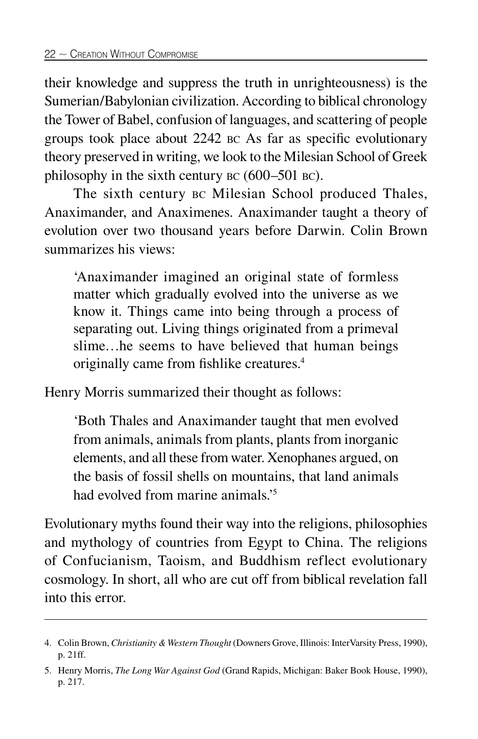their knowledge and suppress the truth in unrighteousness) is the Sumerian/Babylonian civilization. According to biblical chronology the Tower of Babel, confusion of languages, and scattering of people groups took place about 2242 BC As far as specific evolutionary theory preserved in writing, we look to the Milesian School of Greek philosophy in the sixth century BC (600–501 BC).

The sixth century BC Milesian School produced Thales, Anaximander, and Anaximenes. Anaximander taught a theory of evolution over two thousand years before Darwin. Colin Brown summarizes his views:

> 'Anaximander imagined an original state of formless matter which gradually evolved into the universe as we know it. Things came into being through a process of separating out. Living things originated from a primeval slime…he seems to have believed that human beings originally came from fishlike creatures.[4]

Henry Morris summarized their thought as follows:

> 'Both Thales and Anaximander taught that men evolved from animals, animals from plants, plants from inorganic elements, and all these from water. Xenophanes argued, on the basis of fossil shells on mountains, that land animals had evolved from marine animals.'[5]

Evolutionary myths found their way into the religions, philosophies and mythology of countries from Egypt to China. The religions of Confucianism, Taoism, and Buddhism reflect evolutionary cosmology. In short, all who are cut off from biblical revelation fall into this error.

---

4. Colin Brown, *Christianity & Western Thought* (Downers Grove, Illinois: InterVarsity Press, 1990), p. 21ff.
5. Henry Morris, *The Long War Against God* (Grand Rapids, Michigan: Baker Book House, 1990), p. 217.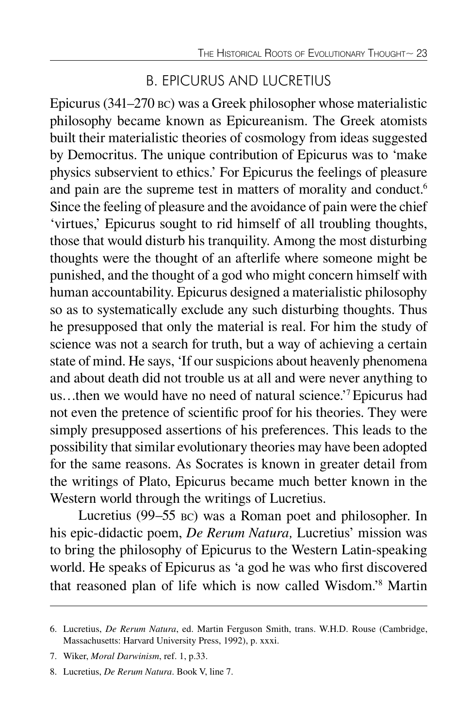## B. Epicurus and Lucretius

Epicurus (341–270 BC) was a Greek philosopher whose materialistic philosophy became known as Epicureanism. The Greek atomists built their materialistic theories of cosmology from ideas suggested by Democritus. The unique contribution of Epicurus was to 'make physics subservient to ethics.' For Epicurus the feelings of pleasure and pain are the supreme test in matters of morality and conduct.[6] Since the feeling of pleasure and the avoidance of pain were the chief 'virtues,' Epicurus sought to rid himself of all troubling thoughts, those that would disturb his tranquility. Among the most disturbing thoughts were the thought of an afterlife where someone might be punished, and the thought of a god who might concern himself with human accountability. Epicurus designed a materialistic philosophy so as to systematically exclude any such disturbing thoughts. Thus he presupposed that only the material is real. For him the study of science was not a search for truth, but a way of achieving a certain state of mind. He says, 'If our suspicions about heavenly phenomena and about death did not trouble us at all and were never anything to us…then we would have no need of natural science.'[7] Epicurus had not even the pretence of scientific proof for his theories. They were simply presupposed assertions of his preferences. This leads to the possibility that similar evolutionary theories may have been adopted for the same reasons. As Socrates is known in greater detail from the writings of Plato, Epicurus became much better known in the Western world through the writings of Lucretius.

Lucretius (99–55 BC) was a Roman poet and philosopher. In his epic-didactic poem, *De Rerum Natura,* Lucretius' mission was to bring the philosophy of Epicurus to the Western Latin-speaking world. He speaks of Epicurus as 'a god he was who first discovered that reasoned plan of life which is now called Wisdom.'[8] Martin

---

6. Lucretius, *De Rerum Natura*, ed. Martin Ferguson Smith, trans. W.H.D. Rouse (Cambridge, Massachusetts: Harvard University Press, 1992), p. xxxi.
7. Wiker, *Moral Darwinism*, ref. 1, p.33.
8. Lucretius, *De Rerum Natura*. Book V, line 7.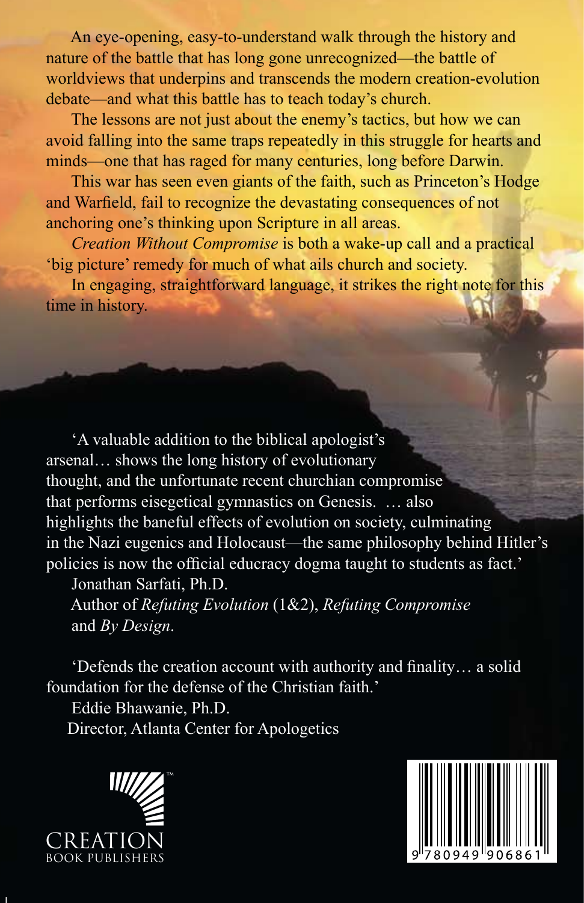An eye-opening, easy-to-understand walk through the history and nature of the battle that has long gone unrecognized—the battle of worldviews that underpins and transcends the modern creation-evolution debate—and what this battle has to teach today's church.

The lessons are not just about the enemy's tactics, but how we can avoid falling into the same traps repeatedly in this struggle for hearts and minds—one that has raged for many centuries, long before Darwin.

This war has seen even giants of the faith, such as Princeton's Hodge and Warfield, fail to recognize the devastating consequences of not anchoring one's thinking upon Scripture in all areas.

*Creation Without Compromise* is both a wake-up call and a practical 'big picture' remedy for much of what ails church and society.

In engaging, straightforward language, it strikes the right note for this time in history.

'A valuable addition to the biblical apologist's arsenal… shows the long history of evolutionary thought, and the unfortunate recent churchian compromise that performs eisegetical gymnastics on Genesis. … also highlights the baneful effects of evolution on society, culminating in the Nazi eugenics and Holocaust—the same philosophy behind Hitler's policies is now the official educracy dogma taught to students as fact.'

Jonathan Sarfati, Ph.D.
Author of *Refuting Evolution* (1&2), *Refuting Compromise* and *By Design*.

'Defends the creation account with authority and finality… a solid foundation for the defense of the Christian faith.'

Eddie Bhawanie, Ph.D.
Director, Atlanta Center for Apologetics

CREATION
BOOK PUBLISHERS

9 780949 906861